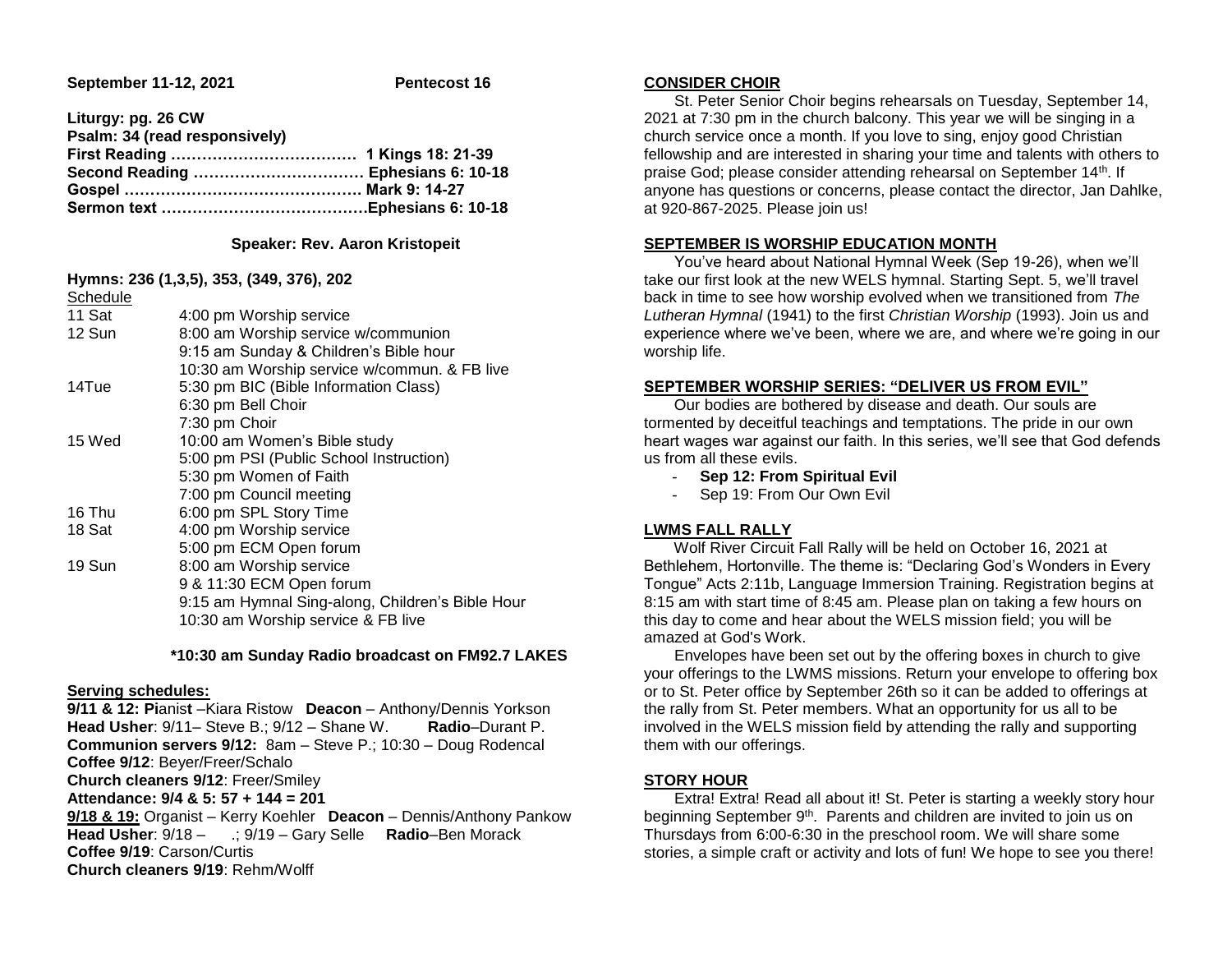**September 11-12, 2021** **Pentecost 16**

**Liturgy: pg. 26 CW**
**Psalm: 34 (read responsively)**
**First Reading ……………………………… 1 Kings 18: 21-39**
**Second Reading …………………………… Ephesians 6: 10-18**
**Gospel ……………………………………… Mark 9: 14-27**
**Sermon text …………………………………Ephesians 6: 10-18**

**Speaker: Rev. Aaron Kristopeit**

**Hymns: 236 (1,3,5), 353, (349, 376), 202**

Schedule

| | |
|---|---|
| 11 Sat | 4:00 pm Worship service |
| 12 Sun | 8:00 am Worship service w/communion |
| | 9:15 am Sunday & Children's Bible hour |
| | 10:30 am Worship service w/commun. & FB live |
| 14Tue | 5:30 pm BIC (Bible Information Class) |
| | 6:30 pm Bell Choir |
| | 7:30 pm Choir |
| 15 Wed | 10:00 am Women's Bible study |
| | 5:00 pm PSI (Public School Instruction) |
| | 5:30 pm Women of Faith |
| | 7:00 pm Council meeting |
| 16 Thu | 6:00 pm SPL Story Time |
| 18 Sat | 4:00 pm Worship service |
| | 5:00 pm ECM Open forum |
| 19 Sun | 8:00 am Worship service |
| | 9 & 11:30 ECM Open forum |
| | 9:15 am Hymnal Sing-along, Children's Bible Hour |
| | 10:30 am Worship service & FB live |

**\*10:30 am Sunday Radio broadcast on FM92.7 LAKES**

**Serving schedules:**

**9/11 & 12: Pianist** –Kiara Ristow **Deacon** – Anthony/Dennis Yorkson
**Head Usher**: 9/11– Steve B.; 9/12 – Shane W. **Radio**–Durant P.
**Communion servers 9/12:** 8am – Steve P.; 10:30 – Doug Rodencal
**Coffee 9/12**: Beyer/Freer/Schalo
**Church cleaners 9/12**: Freer/Smiley
**Attendance: 9/4 & 5: 57 + 144 = 201**
**9/18 & 19:** Organist – Kerry Koehler **Deacon** – Dennis/Anthony Pankow
**Head Usher**: 9/18 – .; 9/19 – Gary Selle **Radio**–Ben Morack
**Coffee 9/19**: Carson/Curtis
**Church cleaners 9/19**: Rehm/Wolff

**CONSIDER CHOIR**

St. Peter Senior Choir begins rehearsals on Tuesday, September 14, 2021 at 7:30 pm in the church balcony. This year we will be singing in a church service once a month. If you love to sing, enjoy good Christian fellowship and are interested in sharing your time and talents with others to praise God; please consider attending rehearsal on September 14th. If anyone has questions or concerns, please contact the director, Jan Dahlke, at 920-867-2025. Please join us!

**SEPTEMBER IS WORSHIP EDUCATION MONTH**

You've heard about National Hymnal Week (Sep 19-26), when we'll take our first look at the new WELS hymnal. Starting Sept. 5, we'll travel back in time to see how worship evolved when we transitioned from *The Lutheran Hymnal* (1941) to the first *Christian Worship* (1993). Join us and experience where we've been, where we are, and where we're going in our worship life.

**SEPTEMBER WORSHIP SERIES: "DELIVER US FROM EVIL"**

Our bodies are bothered by disease and death. Our souls are tormented by deceitful teachings and temptations. The pride in our own heart wages war against our faith. In this series, we'll see that God defends us from all these evils.

- **Sep 12: From Spiritual Evil**
- Sep 19: From Our Own Evil

**LWMS FALL RALLY**

Wolf River Circuit Fall Rally will be held on October 16, 2021 at Bethlehem, Hortonville. The theme is: "Declaring God's Wonders in Every Tongue" Acts 2:11b, Language Immersion Training. Registration begins at 8:15 am with start time of 8:45 am. Please plan on taking a few hours on this day to come and hear about the WELS mission field; you will be amazed at God's Work.

Envelopes have been set out by the offering boxes in church to give your offerings to the LWMS missions. Return your envelope to offering box or to St. Peter office by September 26th so it can be added to offerings at the rally from St. Peter members. What an opportunity for us all to be involved in the WELS mission field by attending the rally and supporting them with our offerings.

**STORY HOUR**

Extra! Extra! Read all about it! St. Peter is starting a weekly story hour beginning September 9th. Parents and children are invited to join us on Thursdays from 6:00-6:30 in the preschool room. We will share some stories, a simple craft or activity and lots of fun! We hope to see you there!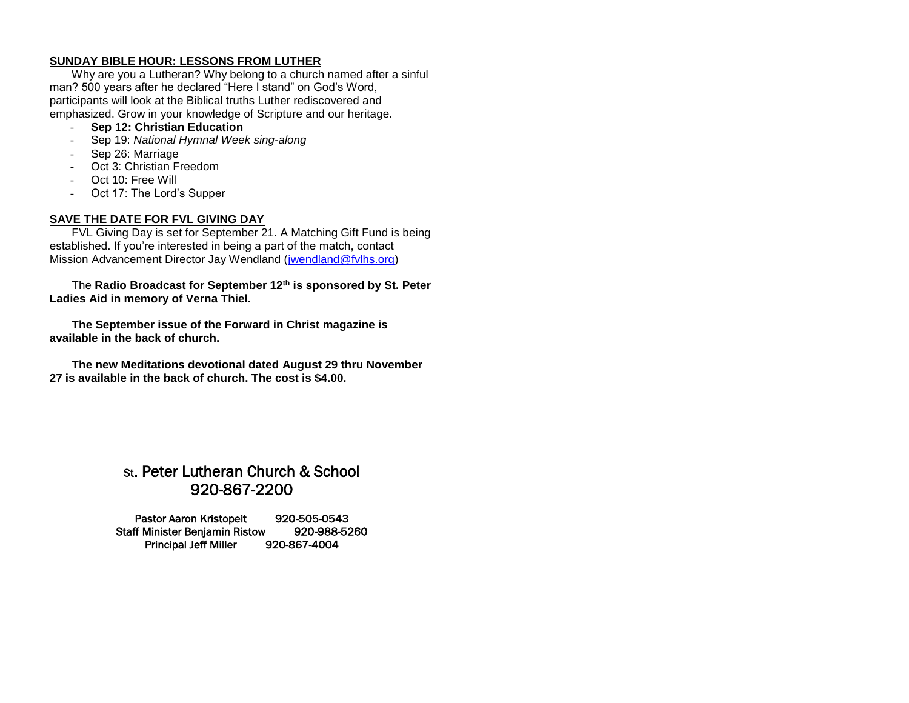**SUNDAY BIBLE HOUR: LESSONS FROM LUTHER**

Why are you a Lutheran? Why belong to a church named after a sinful man? 500 years after he declared "Here I stand" on God's Word, participants will look at the Biblical truths Luther rediscovered and emphasized. Grow in your knowledge of Scripture and our heritage.

- **Sep 12: Christian Education**
- Sep 19: *National Hymnal Week sing-along*
- Sep 26: Marriage
- Oct 3: Christian Freedom
- Oct 10: Free Will
- Oct 17: The Lord's Supper

**SAVE THE DATE FOR FVL GIVING DAY**

FVL Giving Day is set for September 21. A Matching Gift Fund is being established. If you're interested in being a part of the match, contact Mission Advancement Director Jay Wendland (jwendland@fvlhs.org)

The **Radio Broadcast for September 12th is sponsored by St. Peter Ladies Aid in memory of Verna Thiel.**

**The September issue of the Forward in Christ magazine is available in the back of church.**

**The new Meditations devotional dated August 29 thru November 27 is available in the back of church. The cost is $4.00.**

St. Peter Lutheran Church & School
920-867-2200

Pastor Aaron Kristopeit 920-505-0543
Staff Minister Benjamin Ristow 920-988-5260
Principal Jeff Miller 920-867-4004